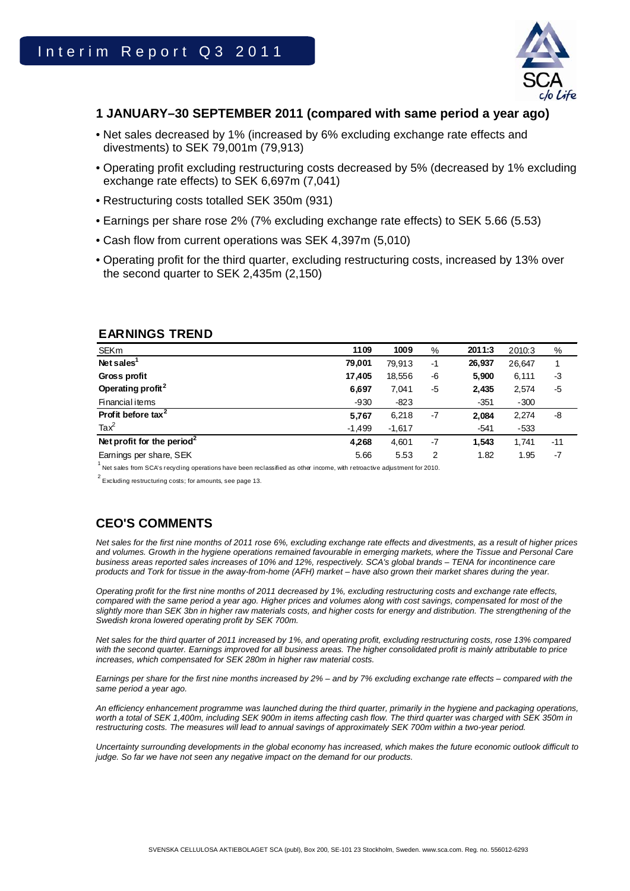# Interim Report Q3 2011

## 1 JANUARY–30 SEPTEMBER 2011 (compared with same period a year ago)

- Net sales decreased by 1% (increased by 6% excluding exchange rate effects and divestments) to SEK 79,001m (79,913)
- Operating profit excluding restructuring costs decreased by 5% (decreased by 1% excluding exchange rate effects) to SEK 6,697m (7,041)
- Restructuring costs totalled SEK 350m (931)
- Earnings per share rose 2% (7% excluding exchange rate effects) to SEK 5.66 (5.53)
- Cash flow from current operations was SEK 4,397m (5,010)
- Operating profit for the third quarter, excluding restructuring costs, increased by 13% over the second quarter to SEK 2,435m (2,150)

## EARNINGS TREND

| SEKm | 1109 | 1009 | % | 2011:3 | 2010:3 | % |
|---|---|---|---|---|---|---|
| **Net sales**[1] | **79,001** | 79,913 | -1 | **26,937** | 26,647 | 1 |
| **Gross profit** | **17,405** | 18,556 | -6 | **5,900** | 6,111 | -3 |
| **Operating profit**[2] | **6,697** | 7,041 | -5 | **2,435** | 2,574 | -5 |
| Financial items | -930 | -823 | | -351 | -300 | |
| **Profit before tax**[2] | **5,767** | 6,218 | -7 | **2,084** | 2,274 | -8 |
| Tax[2] | -1,499 | -1,617 | | -541 | -533 | |
| **Net profit for the period**[2] | **4,268** | 4,601 | -7 | **1,543** | 1,741 | -11 |
| Earnings per share, SEK | 5.66 | 5.53 | 2 | 1.82 | 1.95 | -7 |

[1] Net sales from SCA's recycling operations have been reclassified as other income, with retroactive adjustment for 2010.

[2] Excluding restructuring costs; for amounts, see page 13.

## CEO'S COMMENTS

*Net sales for the first nine months of 2011 rose 6%, excluding exchange rate effects and divestments, as a result of higher prices and volumes. Growth in the hygiene operations remained favourable in emerging markets, where the Tissue and Personal Care business areas reported sales increases of 10% and 12%, respectively. SCA's global brands – TENA for incontinence care products and Tork for tissue in the away-from-home (AFH) market – have also grown their market shares during the year.*

*Operating profit for the first nine months of 2011 decreased by 1%, excluding restructuring costs and exchange rate effects, compared with the same period a year ago. Higher prices and volumes along with cost savings, compensated for most of the slightly more than SEK 3bn in higher raw materials costs, and higher costs for energy and distribution. The strengthening of the Swedish krona lowered operating profit by SEK 700m.*

*Net sales for the third quarter of 2011 increased by 1%, and operating profit, excluding restructuring costs, rose 13% compared with the second quarter. Earnings improved for all business areas. The higher consolidated profit is mainly attributable to price increases, which compensated for SEK 280m in higher raw material costs.*

*Earnings per share for the first nine months increased by 2% – and by 7% excluding exchange rate effects – compared with the same period a year ago.*

*An efficiency enhancement programme was launched during the third quarter, primarily in the hygiene and packaging operations, worth a total of SEK 1,400m, including SEK 900m in items affecting cash flow. The third quarter was charged with SEK 350m in restructuring costs. The measures will lead to annual savings of approximately SEK 700m within a two-year period.*

*Uncertainty surrounding developments in the global economy has increased, which makes the future economic outlook difficult to judge. So far we have not seen any negative impact on the demand for our products.*

SVENSKA CELLULOSA AKTIEBOLAGET SCA (publ), Box 200, SE-101 23 Stockholm, Sweden. www.sca.com. Reg. no. 556012-6293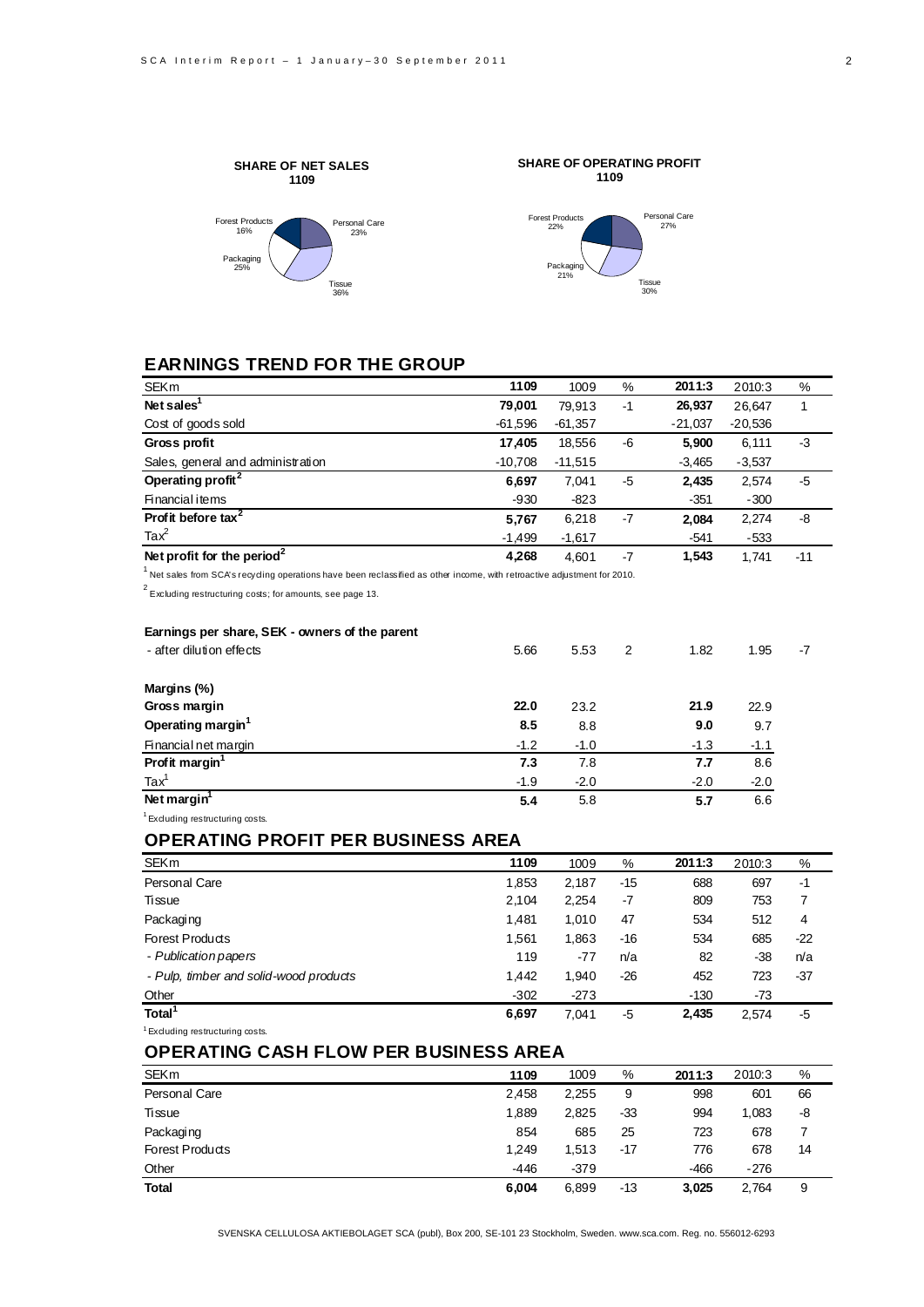**SHARE OF NET SALES 1109**

Forest Products 16%
Personal Care 23%
Packaging 25%
Tissue 36%

**SHARE OF OPERATING PROFIT 1109**

Forest Products 22%
Personal Care 27%
Packaging 21%
Tissue 30%

## EARNINGS TREND FOR THE GROUP

| SEKm | 1109 | 1009 | % | 2011:3 | 2010:3 | % |
|---|---|---|---|---|---|---|
| **Net sales[1]** | **79,001** | 79,913 | -1 | **26,937** | 26,647 | 1 |
| Cost of goods sold | -61,596 | -61,357 | | -21,037 | -20,536 | |
| **Gross profit** | **17,405** | 18,556 | -6 | **5,900** | 6,111 | -3 |
| Sales, general and administration | -10,708 | -11,515 | | -3,465 | -3,537 | |
| **Operating profit[2]** | **6,697** | 7,041 | -5 | **2,435** | 2,574 | -5 |
| Financial items | -930 | -823 | | -351 | -300 | |
| **Profit before tax[2]** | **5,767** | 6,218 | -7 | **2,084** | 2,274 | -8 |
| Tax[2] | -1,499 | -1,617 | | -541 | -533 | |
| **Net profit for the period[2]** | **4,268** | 4,601 | -7 | **1,543** | 1,741 | -11 |

[1] Net sales from SCA's recycling operations have been reclassified as other income, with retroactive adjustment for 2010.

[2] Excluding restructuring costs; for amounts, see page 13.

| | 1109 | 1009 | % | 2011:3 | 2010:3 | % |
|---|---|---|---|---|---|---|
| **Earnings per share, SEK - owners of the parent** | | | | | | |
| - after dilution effects | 5.66 | 5.53 | 2 | 1.82 | 1.95 | -7 |
| | | | | | | |
| **Margins (%)** | | | | | | |
| **Gross margin** | **22.0** | 23.2 | | **21.9** | 22.9 | |
| **Operating margin[1]** | **8.5** | 8.8 | | **9.0** | 9.7 | |
| Financial net margin | -1.2 | -1.0 | | -1.3 | -1.1 | |
| **Profit margin[1]** | **7.3** | 7.8 | | **7.7** | 8.6 | |
| Tax[1] | -1.9 | -2.0 | | -2.0 | -2.0 | |
| **Net margin[1]** | **5.4** | 5.8 | | **5.7** | 6.6 | |

[1] Excluding restructuring costs.

## OPERATING PROFIT PER BUSINESS AREA

| SEKm | 1109 | 1009 | % | 2011:3 | 2010:3 | % |
|---|---|---|---|---|---|---|
| Personal Care | 1,853 | 2,187 | -15 | 688 | 697 | -1 |
| Tissue | 2,104 | 2,254 | -7 | 809 | 753 | 7 |
| Packaging | 1,481 | 1,010 | 47 | 534 | 512 | 4 |
| Forest Products | 1,561 | 1,863 | -16 | 534 | 685 | -22 |
| *- Publication papers* | 119 | -77 | n/a | 82 | -38 | n/a |
| *- Pulp, timber and solid-wood products* | 1,442 | 1,940 | -26 | 452 | 723 | -37 |
| Other | -302 | -273 | | -130 | -73 | |
| **Total[1]** | **6,697** | 7,041 | -5 | **2,435** | 2,574 | -5 |

[1] Excluding restructuring costs.

## OPERATING CASH FLOW PER BUSINESS AREA

| SEKm | 1109 | 1009 | % | 2011:3 | 2010:3 | % |
|---|---|---|---|---|---|---|
| Personal Care | 2,458 | 2,255 | 9 | 998 | 601 | 66 |
| Tissue | 1,889 | 2,825 | -33 | 994 | 1,083 | -8 |
| Packaging | 854 | 685 | 25 | 723 | 678 | 7 |
| Forest Products | 1,249 | 1,513 | -17 | 776 | 678 | 14 |
| Other | -446 | -379 | | -466 | -276 | |
| **Total** | **6,004** | 6,899 | -13 | **3,025** | 2,764 | 9 |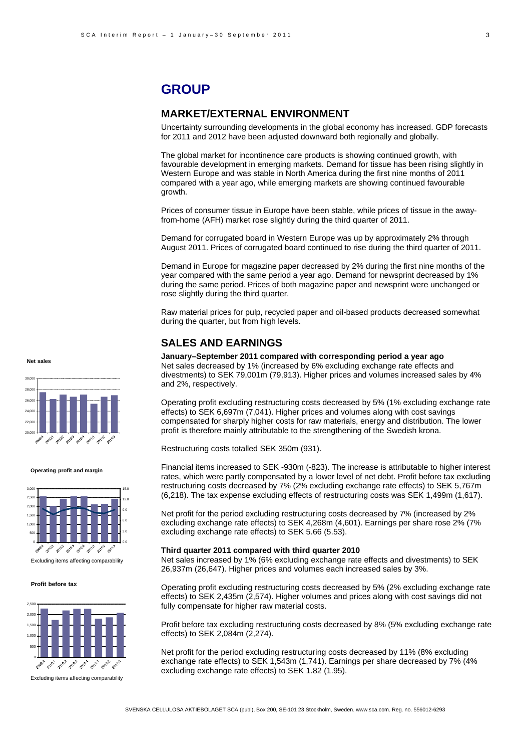# GROUP

## MARKET/EXTERNAL ENVIRONMENT

Uncertainty surrounding developments in the global economy has increased. GDP forecasts for 2011 and 2012 have been adjusted downward both regionally and globally.

The global market for incontinence care products is showing continued growth, with favourable development in emerging markets. Demand for tissue has been rising slightly in Western Europe and was stable in North America during the first nine months of 2011 compared with a year ago, while emerging markets are showing continued favourable growth.

Prices of consumer tissue in Europe have been stable, while prices of tissue in the away-from-home (AFH) market rose slightly during the third quarter of 2011.

Demand for corrugated board in Western Europe was up by approximately 2% through August 2011. Prices of corrugated board continued to rise during the third quarter of 2011.

Demand in Europe for magazine paper decreased by 2% during the first nine months of the year compared with the same period a year ago. Demand for newsprint decreased by 1% during the same period. Prices of both magazine paper and newsprint were unchanged or rose slightly during the third quarter.

Raw material prices for pulp, recycled paper and oil-based products decreased somewhat during the quarter, but from high levels.

## SALES AND EARNINGS

**January–September 2011 compared with corresponding period a year ago**

Net sales decreased by 1% (increased by 6% excluding exchange rate effects and divestments) to SEK 79,001m (79,913). Higher prices and volumes increased sales by 4% and 2%, respectively.

Operating profit excluding restructuring costs decreased by 5% (1% excluding exchange rate effects) to SEK 6,697m (7,041). Higher prices and volumes along with cost savings compensated for sharply higher costs for raw materials, energy and distribution. The lower profit is therefore mainly attributable to the strengthening of the Swedish krona.

Restructuring costs totalled SEK 350m (931).

Financial items increased to SEK -930m (-823). The increase is attributable to higher interest rates, which were partly compensated by a lower level of net debt. Profit before tax excluding restructuring costs decreased by 7% (2% excluding exchange rate effects) to SEK 5,767m (6,218). The tax expense excluding effects of restructuring costs was SEK 1,499m (1,617).

Net profit for the period excluding restructuring costs decreased by 7% (increased by 2% excluding exchange rate effects) to SEK 4,268m (4,601). Earnings per share rose 2% (7% excluding exchange rate effects) to SEK 5.66 (5.53).

**Third quarter 2011 compared with third quarter 2010**

Net sales increased by 1% (6% excluding exchange rate effects and divestments) to SEK 26,937m (26,647). Higher prices and volumes each increased sales by 3%.

Operating profit excluding restructuring costs decreased by 5% (2% excluding exchange rate effects) to SEK 2,435m (2,574). Higher volumes and prices along with cost savings did not fully compensate for higher raw material costs.

Profit before tax excluding restructuring costs decreased by 8% (5% excluding exchange rate effects) to SEK 2,084m (2,274).

Net profit for the period excluding restructuring costs decreased by 11% (8% excluding exchange rate effects) to SEK 1,543m (1,741). Earnings per share decreased by 7% (4% excluding exchange rate effects) to SEK 1.82 (1.95).

**Net sales**

**Operating profit and margin**

Excluding items affecting comparability

**Profit before tax**

Excluding items affecting comparability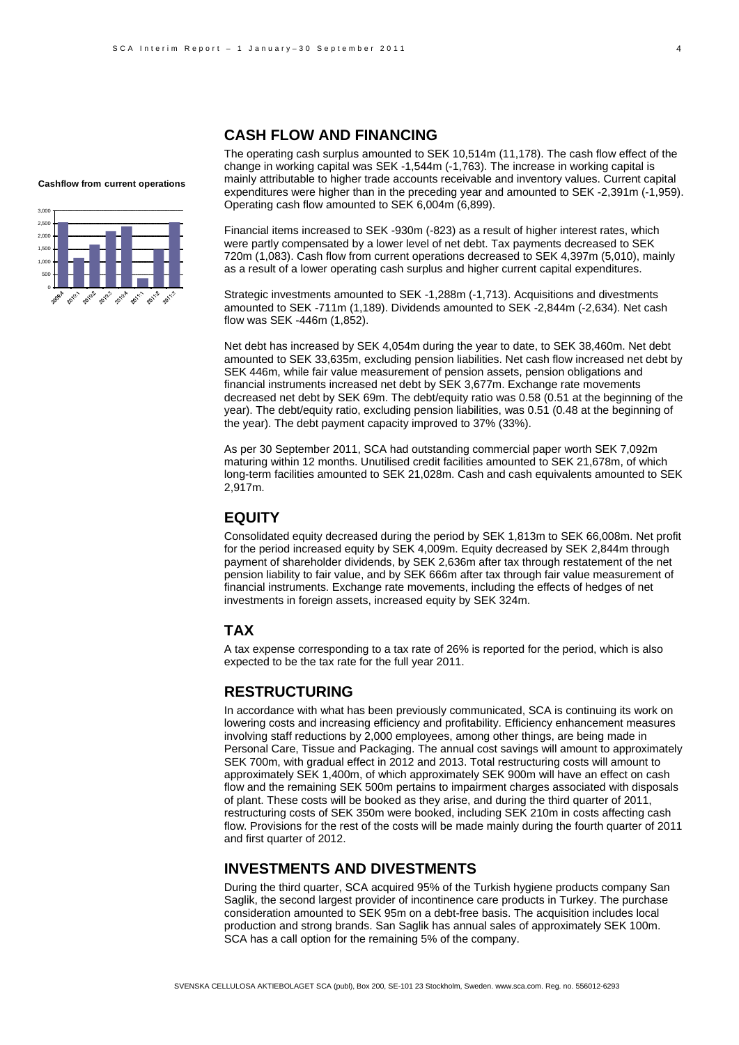## CASH FLOW AND FINANCING

**Cashflow from current operations**

The operating cash surplus amounted to SEK 10,514m (11,178). The cash flow effect of the change in working capital was SEK -1,544m (-1,763). The increase in working capital is mainly attributable to higher trade accounts receivable and inventory values. Current capital expenditures were higher than in the preceding year and amounted to SEK -2,391m (-1,959). Operating cash flow amounted to SEK 6,004m (6,899).

Financial items increased to SEK -930m (-823) as a result of higher interest rates, which were partly compensated by a lower level of net debt. Tax payments decreased to SEK 720m (1,083). Cash flow from current operations decreased to SEK 4,397m (5,010), mainly as a result of a lower operating cash surplus and higher current capital expenditures.

Strategic investments amounted to SEK -1,288m (-1,713). Acquisitions and divestments amounted to SEK -711m (1,189). Dividends amounted to SEK -2,844m (-2,634). Net cash flow was SEK -446m (1,852).

Net debt has increased by SEK 4,054m during the year to date, to SEK 38,460m. Net debt amounted to SEK 33,635m, excluding pension liabilities. Net cash flow increased net debt by SEK 446m, while fair value measurement of pension assets, pension obligations and financial instruments increased net debt by SEK 3,677m. Exchange rate movements decreased net debt by SEK 69m. The debt/equity ratio was 0.58 (0.51 at the beginning of the year). The debt/equity ratio, excluding pension liabilities, was 0.51 (0.48 at the beginning of the year). The debt payment capacity improved to 37% (33%).

As per 30 September 2011, SCA had outstanding commercial paper worth SEK 7,092m maturing within 12 months. Unutilised credit facilities amounted to SEK 21,678m, of which long-term facilities amounted to SEK 21,028m. Cash and cash equivalents amounted to SEK 2,917m.

## EQUITY

Consolidated equity decreased during the period by SEK 1,813m to SEK 66,008m. Net profit for the period increased equity by SEK 4,009m. Equity decreased by SEK 2,844m through payment of shareholder dividends, by SEK 2,636m after tax through restatement of the net pension liability to fair value, and by SEK 666m after tax through fair value measurement of financial instruments. Exchange rate movements, including the effects of hedges of net investments in foreign assets, increased equity by SEK 324m.

## TAX

A tax expense corresponding to a tax rate of 26% is reported for the period, which is also expected to be the tax rate for the full year 2011.

## RESTRUCTURING

In accordance with what has been previously communicated, SCA is continuing its work on lowering costs and increasing efficiency and profitability. Efficiency enhancement measures involving staff reductions by 2,000 employees, among other things, are being made in Personal Care, Tissue and Packaging. The annual cost savings will amount to approximately SEK 700m, with gradual effect in 2012 and 2013. Total restructuring costs will amount to approximately SEK 1,400m, of which approximately SEK 900m will have an effect on cash flow and the remaining SEK 500m pertains to impairment charges associated with disposals of plant. These costs will be booked as they arise, and during the third quarter of 2011, restructuring costs of SEK 350m were booked, including SEK 210m in costs affecting cash flow. Provisions for the rest of the costs will be made mainly during the fourth quarter of 2011 and first quarter of 2012.

## INVESTMENTS AND DIVESTMENTS

During the third quarter, SCA acquired 95% of the Turkish hygiene products company San Saglik, the second largest provider of incontinence care products in Turkey. The purchase consideration amounted to SEK 95m on a debt-free basis. The acquisition includes local production and strong brands. San Saglik has annual sales of approximately SEK 100m. SCA has a call option for the remaining 5% of the company.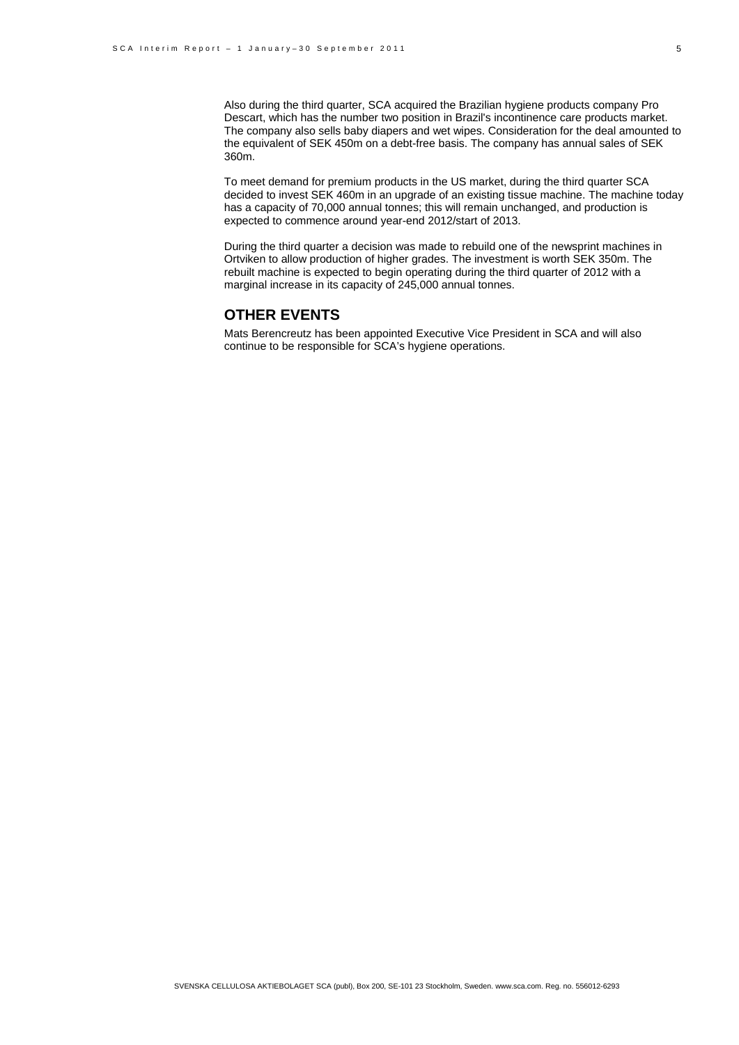Also during the third quarter, SCA acquired the Brazilian hygiene products company Pro Descart, which has the number two position in Brazil's incontinence care products market. The company also sells baby diapers and wet wipes. Consideration for the deal amounted to the equivalent of SEK 450m on a debt-free basis. The company has annual sales of SEK 360m.

To meet demand for premium products in the US market, during the third quarter SCA decided to invest SEK 460m in an upgrade of an existing tissue machine. The machine today has a capacity of 70,000 annual tonnes; this will remain unchanged, and production is expected to commence around year-end 2012/start of 2013.

During the third quarter a decision was made to rebuild one of the newsprint machines in Ortviken to allow production of higher grades. The investment is worth SEK 350m. The rebuilt machine is expected to begin operating during the third quarter of 2012 with a marginal increase in its capacity of 245,000 annual tonnes.

## OTHER EVENTS

Mats Berencreutz has been appointed Executive Vice President in SCA and will also continue to be responsible for SCA's hygiene operations.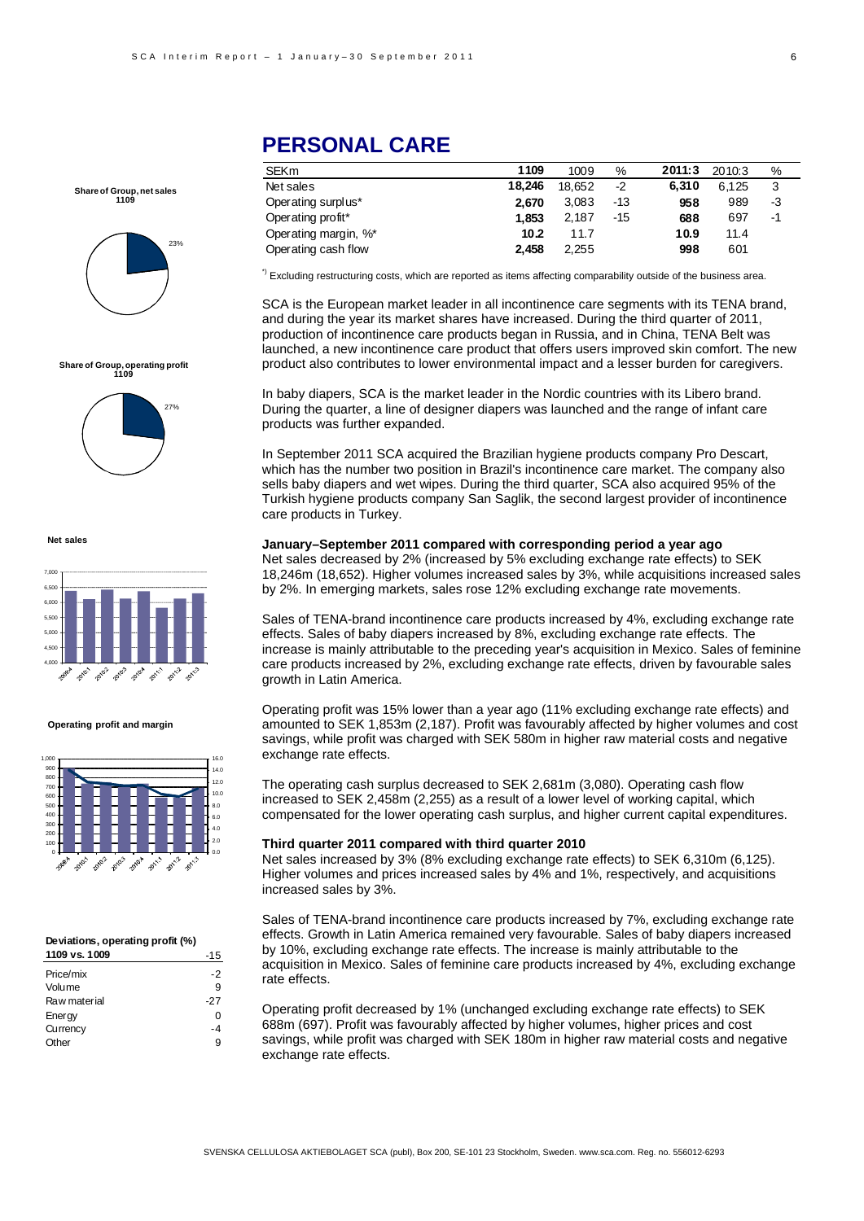# PERSONAL CARE

| SEKm | 1109 | 1009 | % | 2011:3 | 2010:3 | % |
|---|---|---|---|---|---|---|
| Net sales | **18,246** | 18,652 | -2 | **6,310** | 6,125 | 3 |
| Operating surplus* | **2,670** | 3,083 | -13 | **958** | 989 | -3 |
| Operating profit* | **1,853** | 2,187 | -15 | **688** | 697 | -1 |
| Operating margin, %* | **10.2** | 11.7 | | **10.9** | 11.4 | |
| Operating cash flow | **2,458** | 2,255 | | **998** | 601 | |

*) Excluding restructuring costs, which are reported as items affecting comparability outside of the business area.

**Share of Group, net sales 1109**

23%

**Share of Group, operating profit 1109**

27%

**Net sales**

**Operating profit and margin**

SCA is the European market leader in all incontinence care segments with its TENA brand, and during the year its market shares have increased. During the third quarter of 2011, production of incontinence care products began in Russia, and in China, TENA Belt was launched, a new incontinence care product that offers users improved skin comfort. The new product also contributes to lower environmental impact and a lesser burden for caregivers.

In baby diapers, SCA is the market leader in the Nordic countries with its Libero brand. During the quarter, a line of designer diapers was launched and the range of infant care products was further expanded.

In September 2011 SCA acquired the Brazilian hygiene products company Pro Descart, which has the number two position in Brazil's incontinence care market. The company also sells baby diapers and wet wipes. During the third quarter, SCA also acquired 95% of the Turkish hygiene products company San Saglik, the second largest provider of incontinence care products in Turkey.

### January–September 2011 compared with corresponding period a year ago

Net sales decreased by 2% (increased by 5% excluding exchange rate effects) to SEK 18,246m (18,652). Higher volumes increased sales by 3%, while acquisitions increased sales by 2%. In emerging markets, sales rose 12% excluding exchange rate movements.

Sales of TENA-brand incontinence care products increased by 4%, excluding exchange rate effects. Sales of baby diapers increased by 8%, excluding exchange rate effects. The increase is mainly attributable to the preceding year's acquisition in Mexico. Sales of feminine care products increased by 2%, excluding exchange rate effects, driven by favourable sales growth in Latin America.

Operating profit was 15% lower than a year ago (11% excluding exchange rate effects) and amounted to SEK 1,853m (2,187). Profit was favourably affected by higher volumes and cost savings, while profit was charged with SEK 580m in higher raw material costs and negative exchange rate effects.

The operating cash surplus decreased to SEK 2,681m (3,080). Operating cash flow increased to SEK 2,458m (2,255) as a result of a lower level of working capital, which compensated for the lower operating cash surplus, and higher current capital expenditures.

### Third quarter 2011 compared with third quarter 2010

Net sales increased by 3% (8% excluding exchange rate effects) to SEK 6,310m (6,125). Higher volumes and prices increased sales by 4% and 1%, respectively, and acquisitions increased sales by 3%.

Sales of TENA-brand incontinence care products increased by 7%, excluding exchange rate effects. Growth in Latin America remained very favourable. Sales of baby diapers increased by 10%, excluding exchange rate effects. The increase is mainly attributable to the acquisition in Mexico. Sales of feminine care products increased by 4%, excluding exchange rate effects.

Operating profit decreased by 1% (unchanged excluding exchange rate effects) to SEK 688m (697). Profit was favourably affected by higher volumes, higher prices and cost savings, while profit was charged with SEK 180m in higher raw material costs and negative exchange rate effects.

**Deviations, operating profit (%)**

| 1109 vs. 1009 | -15 |
|---|---|
| Price/mix | -2 |
| Volume | 9 |
| Raw material | -27 |
| Energy | 0 |
| Currency | -4 |
| Other | 9 |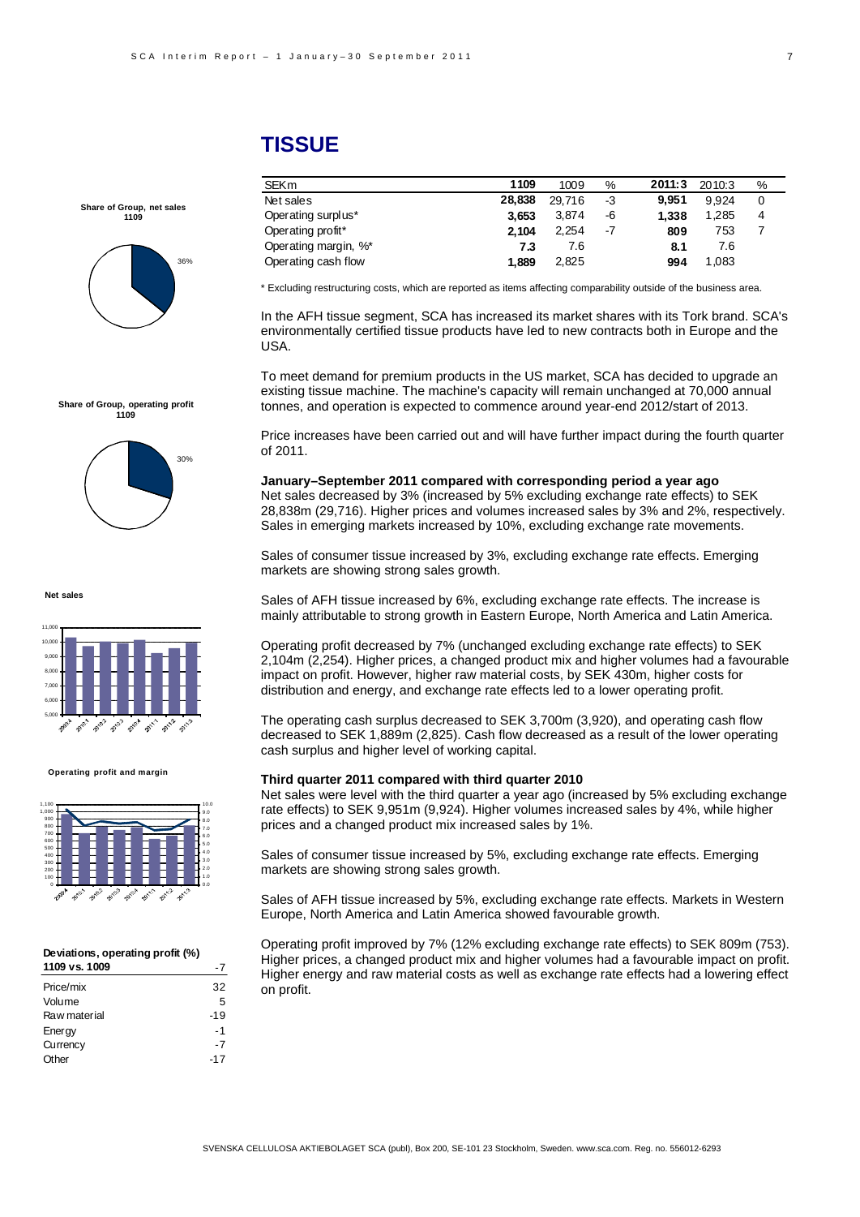# TISSUE

| SEKm | 1109 | 1009 | % | 2011:3 | 2010:3 | % |
|---|---|---|---|---|---|---|
| Net sales | **28,838** | 29,716 | -3 | **9,951** | 9,924 | 0 |
| Operating surplus* | **3,653** | 3,874 | -6 | **1,338** | 1,285 | 4 |
| Operating profit* | **2,104** | 2,254 | -7 | **809** | 753 | 7 |
| Operating margin, %* | **7.3** | 7.6 | | **8.1** | 7.6 | |
| Operating cash flow | **1,889** | 2,825 | | **994** | 1,083 | |

\* Excluding restructuring costs, which are reported as items affecting comparability outside of the business area.

**Share of Group, net sales 1109**

36%

**Share of Group, operating profit 1109**

30%

**Net sales**

**Operating profit and margin**

**Deviations, operating profit (%)**

| 1109 vs. 1009 | -7 |
|---|---|
| Price/mix | 32 |
| Volume | 5 |
| Raw material | -19 |
| Energy | -1 |
| Currency | -7 |
| Other | -17 |

In the AFH tissue segment, SCA has increased its market shares with its Tork brand. SCA's environmentally certified tissue products have led to new contracts both in Europe and the USA.

To meet demand for premium products in the US market, SCA has decided to upgrade an existing tissue machine. The machine's capacity will remain unchanged at 70,000 annual tonnes, and operation is expected to commence around year-end 2012/start of 2013.

Price increases have been carried out and will have further impact during the fourth quarter of 2011.

**January–September 2011 compared with corresponding period a year ago**

Net sales decreased by 3% (increased by 5% excluding exchange rate effects) to SEK 28,838m (29,716). Higher prices and volumes increased sales by 3% and 2%, respectively. Sales in emerging markets increased by 10%, excluding exchange rate movements.

Sales of consumer tissue increased by 3%, excluding exchange rate effects. Emerging markets are showing strong sales growth.

Sales of AFH tissue increased by 6%, excluding exchange rate effects. The increase is mainly attributable to strong growth in Eastern Europe, North America and Latin America.

Operating profit decreased by 7% (unchanged excluding exchange rate effects) to SEK 2,104m (2,254). Higher prices, a changed product mix and higher volumes had a favourable impact on profit. However, higher raw material costs, by SEK 430m, higher costs for distribution and energy, and exchange rate effects led to a lower operating profit.

The operating cash surplus decreased to SEK 3,700m (3,920), and operating cash flow decreased to SEK 1,889m (2,825). Cash flow decreased as a result of the lower operating cash surplus and higher level of working capital.

**Third quarter 2011 compared with third quarter 2010**

Net sales were level with the third quarter a year ago (increased by 5% excluding exchange rate effects) to SEK 9,951m (9,924). Higher volumes increased sales by 4%, while higher prices and a changed product mix increased sales by 1%.

Sales of consumer tissue increased by 5%, excluding exchange rate effects. Emerging markets are showing strong sales growth.

Sales of AFH tissue increased by 5%, excluding exchange rate effects. Markets in Western Europe, North America and Latin America showed favourable growth.

Operating profit improved by 7% (12% excluding exchange rate effects) to SEK 809m (753). Higher prices, a changed product mix and higher volumes had a favourable impact on profit. Higher energy and raw material costs as well as exchange rate effects had a lowering effect on profit.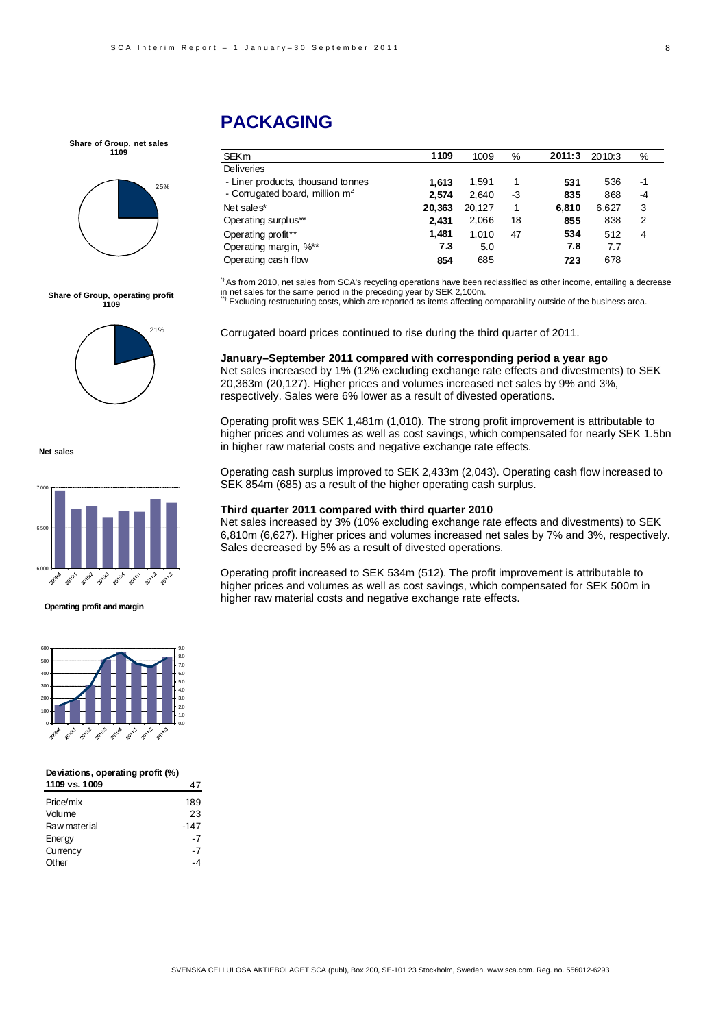# PACKAGING

| SEKm | 1109 | 1009 | % | 2011:3 | 2010:3 | % |
|---|---|---|---|---|---|---|
| Deliveries | | | | | | |
| - Liner products, thousand tonnes | **1,613** | 1,591 | 1 | **531** | 536 | -1 |
| - Corrugated board, million m² | **2,574** | 2,640 | -3 | **835** | 868 | -4 |
| Net sales* | **20,363** | 20,127 | 1 | **6,810** | 6,627 | 3 |
| Operating surplus** | **2,431** | 2,066 | 18 | **855** | 838 | 2 |
| Operating profit** | **1,481** | 1,010 | 47 | **534** | 512 | 4 |
| Operating margin, %** | **7.3** | 5.0 | | **7.8** | 7.7 | |
| Operating cash flow | **854** | 685 | | **723** | 678 | |

*) As from 2010, net sales from SCA's recycling operations have been reclassified as other income, entailing a decrease in net sales for the same period in the preceding year by SEK 2,100m.
**) Excluding restructuring costs, which are reported as items affecting comparability outside of the business area.

**Share of Group, net sales 1109**

25%

**Share of Group, operating profit 1109**

21%

**Net sales**

**Operating profit and margin**

**Deviations, operating profit (%)**

| 1109 vs. 1009 | 47 |
|---|---|
| Price/mix | 189 |
| Volume | 23 |
| Raw material | -147 |
| Energy | -7 |
| Currency | -7 |
| Other | -4 |

Corrugated board prices continued to rise during the third quarter of 2011.

### January–September 2011 compared with corresponding period a year ago

Net sales increased by 1% (12% excluding exchange rate effects and divestments) to SEK 20,363m (20,127). Higher prices and volumes increased net sales by 9% and 3%, respectively. Sales were 6% lower as a result of divested operations.

Operating profit was SEK 1,481m (1,010). The strong profit improvement is attributable to higher prices and volumes as well as cost savings, which compensated for nearly SEK 1.5bn in higher raw material costs and negative exchange rate effects.

Operating cash surplus improved to SEK 2,433m (2,043). Operating cash flow increased to SEK 854m (685) as a result of the higher operating cash surplus.

### Third quarter 2011 compared with third quarter 2010

Net sales increased by 3% (10% excluding exchange rate effects and divestments) to SEK 6,810m (6,627). Higher prices and volumes increased net sales by 7% and 3%, respectively. Sales decreased by 5% as a result of divested operations.

Operating profit increased to SEK 534m (512). The profit improvement is attributable to higher prices and volumes as well as cost savings, which compensated for SEK 500m in higher raw material costs and negative exchange rate effects.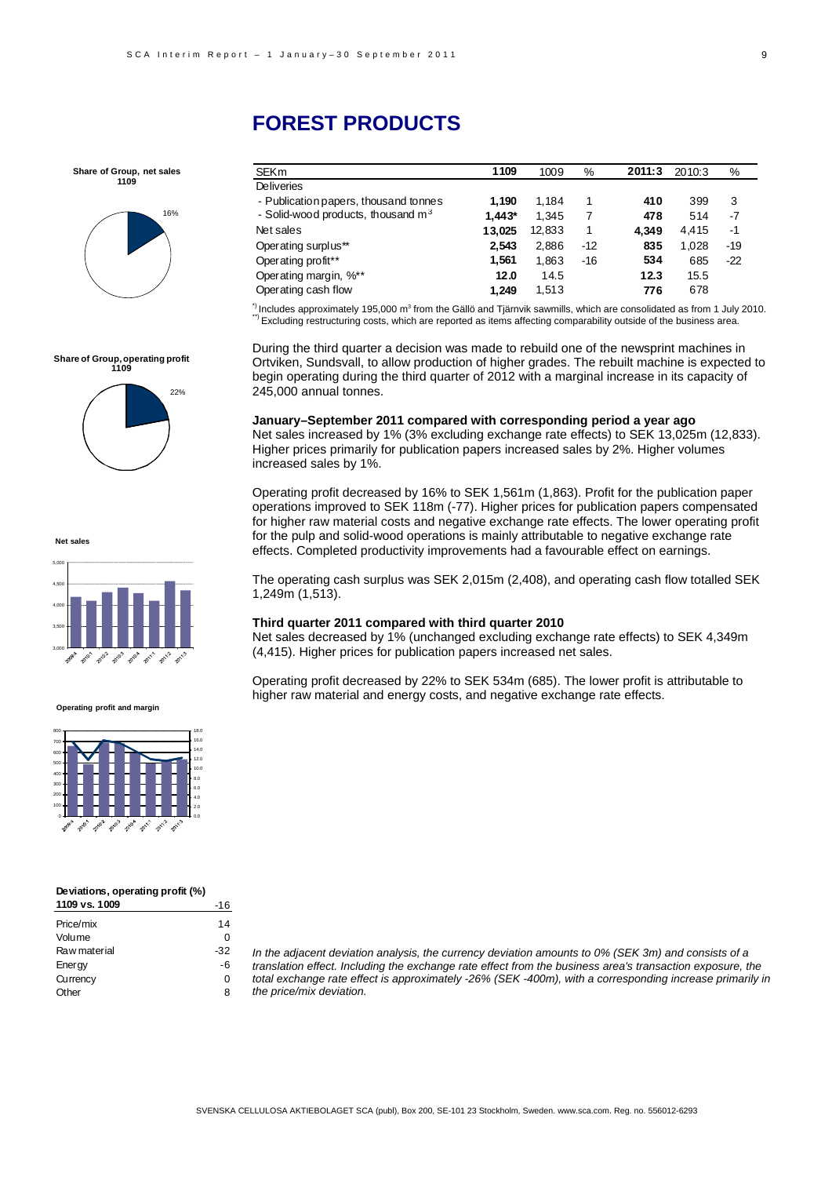# FOREST PRODUCTS

**Share of Group, net sales 1109**

16%

**Share of Group, operating profit 1109**

22%

**Net sales**

**Operating profit and margin**

| SEKm | 1109 | 1009 | % | 2011:3 | 2010:3 | % |
|---|---|---|---|---|---|---|
| Deliveries | | | | | | |
| - Publication papers, thousand tonnes | **1,190** | 1,184 | 1 | **410** | 399 | 3 |
| - Solid-wood products, thousand $m^3$ | **1,443*** | 1,345 | 7 | **478** | 514 | -7 |
| Net sales | **13,025** | 12,833 | 1 | **4,349** | 4,415 | -1 |
| Operating surplus** | **2,543** | 2,886 | -12 | **835** | 1,028 | -19 |
| Operating profit** | **1,561** | 1,863 | -16 | **534** | 685 | -22 |
| Operating margin, %** | **12.0** | 14.5 | | **12.3** | 15.5 | |
| Operating cash flow | **1,249** | 1,513 | | **776** | 678 | |

*) Includes approximately 195,000 $m^3$ from the Gällö and Tjärnvik sawmills, which are consolidated as from 1 July 2010.
**) Excluding restructuring costs, which are reported as items affecting comparability outside of the business area.

During the third quarter a decision was made to rebuild one of the newsprint machines in Ortviken, Sundsvall, to allow production of higher grades. The rebuilt machine is expected to begin operating during the third quarter of 2012 with a marginal increase in its capacity of 245,000 annual tonnes.

### January–September 2011 compared with corresponding period a year ago

Net sales increased by 1% (3% excluding exchange rate effects) to SEK 13,025m (12,833). Higher prices primarily for publication papers increased sales by 2%. Higher volumes increased sales by 1%.

Operating profit decreased by 16% to SEK 1,561m (1,863). Profit for the publication paper operations improved to SEK 118m (-77). Higher prices for publication papers compensated for higher raw material costs and negative exchange rate effects. The lower operating profit for the pulp and solid-wood operations is mainly attributable to negative exchange rate effects. Completed productivity improvements had a favourable effect on earnings.

The operating cash surplus was SEK 2,015m (2,408), and operating cash flow totalled SEK 1,249m (1,513).

### Third quarter 2011 compared with third quarter 2010

Net sales decreased by 1% (unchanged excluding exchange rate effects) to SEK 4,349m (4,415). Higher prices for publication papers increased net sales.

Operating profit decreased by 22% to SEK 534m (685). The lower profit is attributable to higher raw material and energy costs, and negative exchange rate effects.

**Deviations, operating profit (%)**

| 1109 vs. 1009 | -16 |
|---|---|
| Price/mix | 14 |
| Volume | 0 |
| Raw material | -32 |
| Energy | -6 |
| Currency | 0 |
| Other | 8 |

*In the adjacent deviation analysis, the currency deviation amounts to 0% (SEK 3m) and consists of a translation effect. Including the exchange rate effect from the business area's transaction exposure, the total exchange rate effect is approximately -26% (SEK -400m), with a corresponding increase primarily in the price/mix deviation.*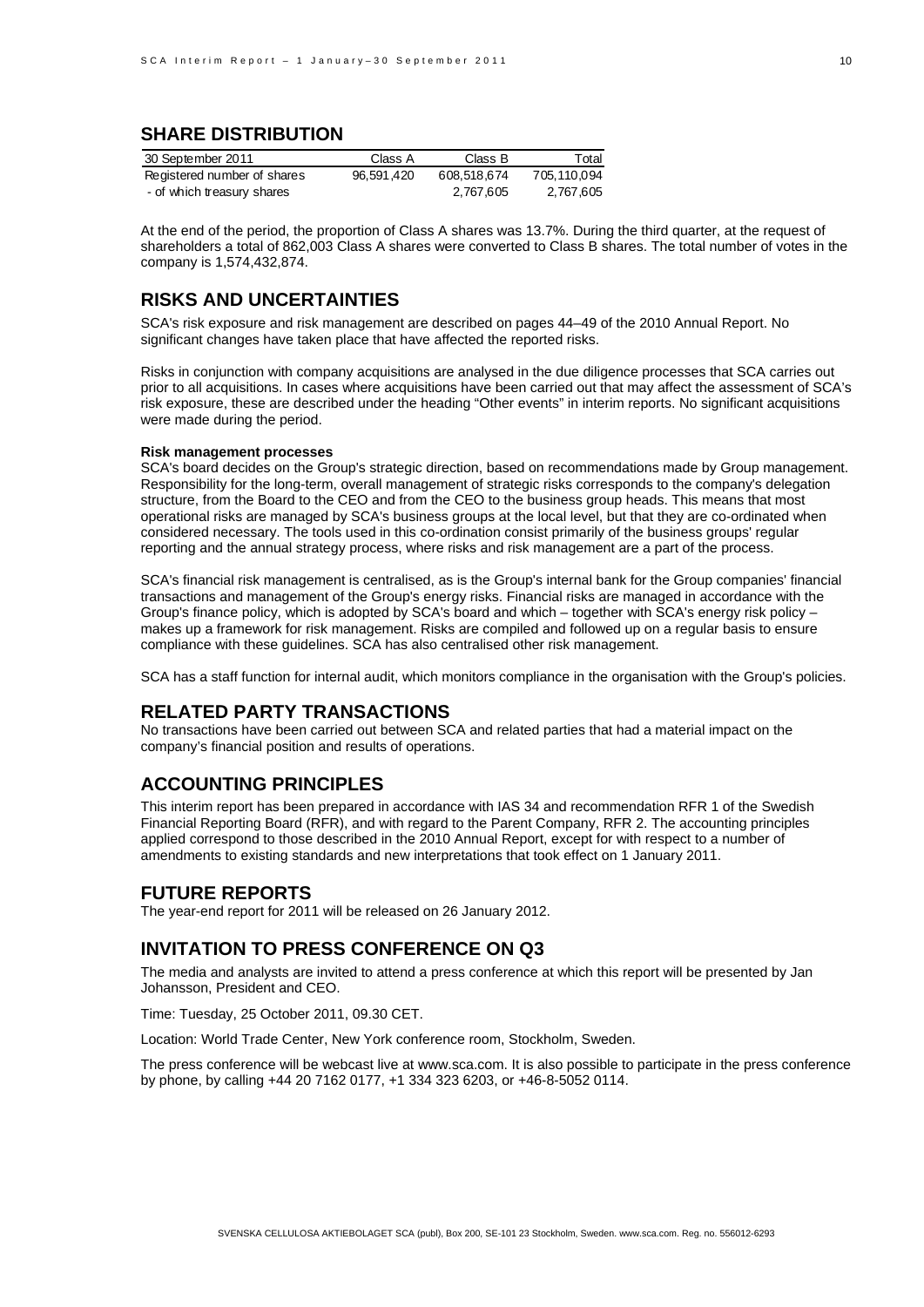## SHARE DISTRIBUTION

| 30 September 2011 | Class A | Class B | Total |
|---|---|---|---|
| Registered number of shares | 96,591,420 | 608,518,674 | 705,110,094 |
| - of which treasury shares | | 2,767,605 | 2,767,605 |

At the end of the period, the proportion of Class A shares was 13.7%. During the third quarter, at the request of shareholders a total of 862,003 Class A shares were converted to Class B shares. The total number of votes in the company is 1,574,432,874.

## RISKS AND UNCERTAINTIES

SCA's risk exposure and risk management are described on pages 44–49 of the 2010 Annual Report. No significant changes have taken place that have affected the reported risks.

Risks in conjunction with company acquisitions are analysed in the due diligence processes that SCA carries out prior to all acquisitions. In cases where acquisitions have been carried out that may affect the assessment of SCA's risk exposure, these are described under the heading "Other events" in interim reports. No significant acquisitions were made during the period.

**Risk management processes**

SCA's board decides on the Group's strategic direction, based on recommendations made by Group management. Responsibility for the long-term, overall management of strategic risks corresponds to the company's delegation structure, from the Board to the CEO and from the CEO to the business group heads. This means that most operational risks are managed by SCA's business groups at the local level, but that they are co-ordinated when considered necessary. The tools used in this co-ordination consist primarily of the business groups' regular reporting and the annual strategy process, where risks and risk management are a part of the process.

SCA's financial risk management is centralised, as is the Group's internal bank for the Group companies' financial transactions and management of the Group's energy risks. Financial risks are managed in accordance with the Group's finance policy, which is adopted by SCA's board and which – together with SCA's energy risk policy – makes up a framework for risk management. Risks are compiled and followed up on a regular basis to ensure compliance with these guidelines. SCA has also centralised other risk management.

SCA has a staff function for internal audit, which monitors compliance in the organisation with the Group's policies.

## RELATED PARTY TRANSACTIONS

No transactions have been carried out between SCA and related parties that had a material impact on the company's financial position and results of operations.

## ACCOUNTING PRINCIPLES

This interim report has been prepared in accordance with IAS 34 and recommendation RFR 1 of the Swedish Financial Reporting Board (RFR), and with regard to the Parent Company, RFR 2. The accounting principles applied correspond to those described in the 2010 Annual Report, except for with respect to a number of amendments to existing standards and new interpretations that took effect on 1 January 2011.

## FUTURE REPORTS

The year-end report for 2011 will be released on 26 January 2012.

## INVITATION TO PRESS CONFERENCE ON Q3

The media and analysts are invited to attend a press conference at which this report will be presented by Jan Johansson, President and CEO.

Time: Tuesday, 25 October 2011, 09.30 CET.

Location: World Trade Center, New York conference room, Stockholm, Sweden.

The press conference will be webcast live at www.sca.com. It is also possible to participate in the press conference by phone, by calling +44 20 7162 0177, +1 334 323 6203, or +46-8-5052 0114.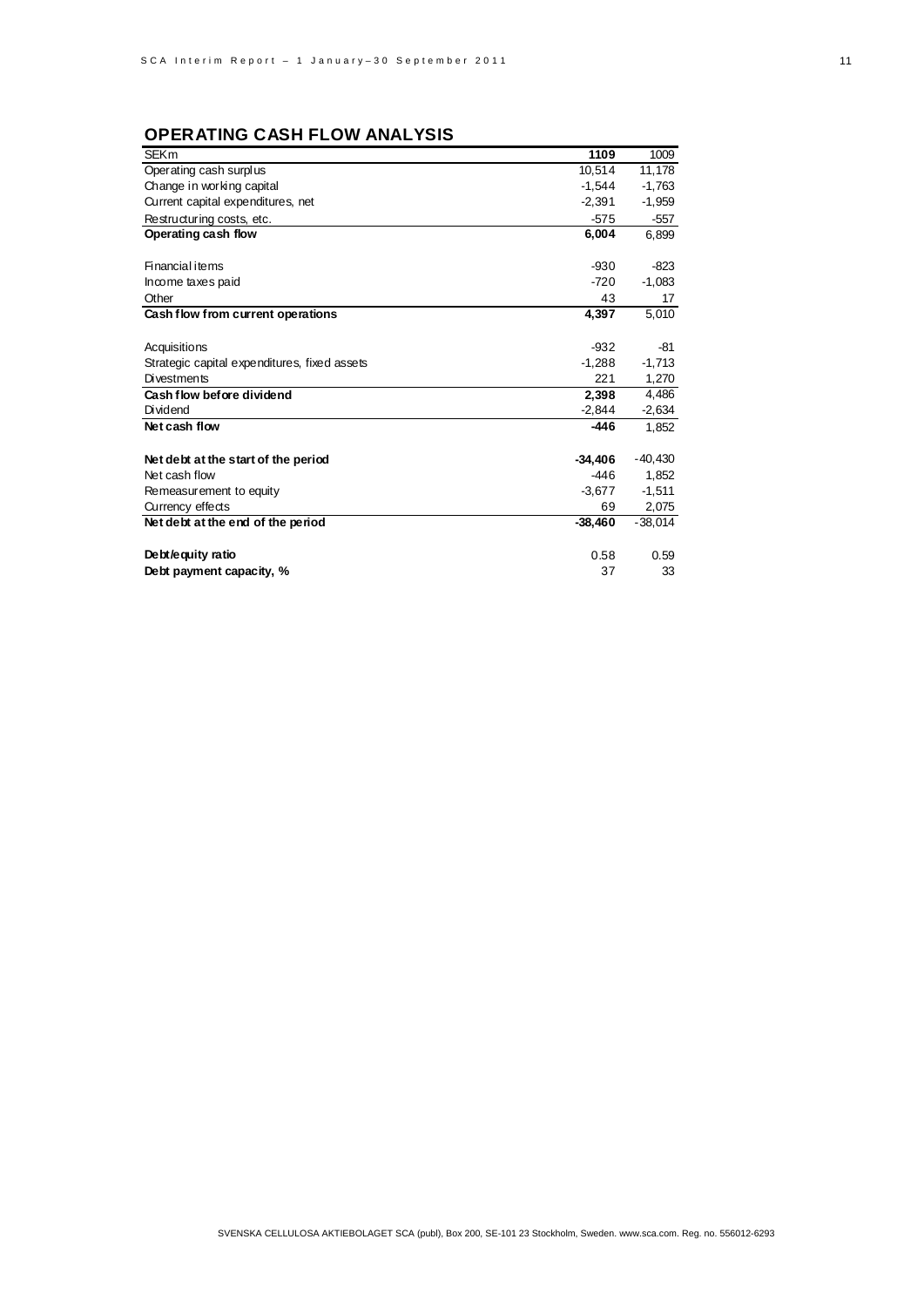## OPERATING CASH FLOW ANALYSIS

| SEKm | 1109 | 1009 |
|---|---|---|
| Operating cash surplus | 10,514 | 11,178 |
| Change in working capital | -1,544 | -1,763 |
| Current capital expenditures, net | -2,391 | -1,959 |
| Restructuring costs, etc. | -575 | -557 |
| **Operating cash flow** | **6,004** | 6,899 |
| | | |
| Financial items | -930 | -823 |
| Income taxes paid | -720 | -1,083 |
| Other | 43 | 17 |
| **Cash flow from current operations** | **4,397** | 5,010 |
| | | |
| Acquisitions | -932 | -81 |
| Strategic capital expenditures, fixed assets | -1,288 | -1,713 |
| Divestments | 221 | 1,270 |
| **Cash flow before dividend** | **2,398** | 4,486 |
| Dividend | -2,844 | -2,634 |
| **Net cash flow** | **-446** | 1,852 |
| | | |
| **Net debt at the start of the period** | **-34,406** | -40,430 |
| Net cash flow | -446 | 1,852 |
| Remeasurement to equity | -3,677 | -1,511 |
| Currency effects | 69 | 2,075 |
| **Net debt at the end of the period** | **-38,460** | -38,014 |
| | | |
| **Debt/equity ratio** | 0.58 | 0.59 |
| **Debt payment capacity, %** | 37 | 33 |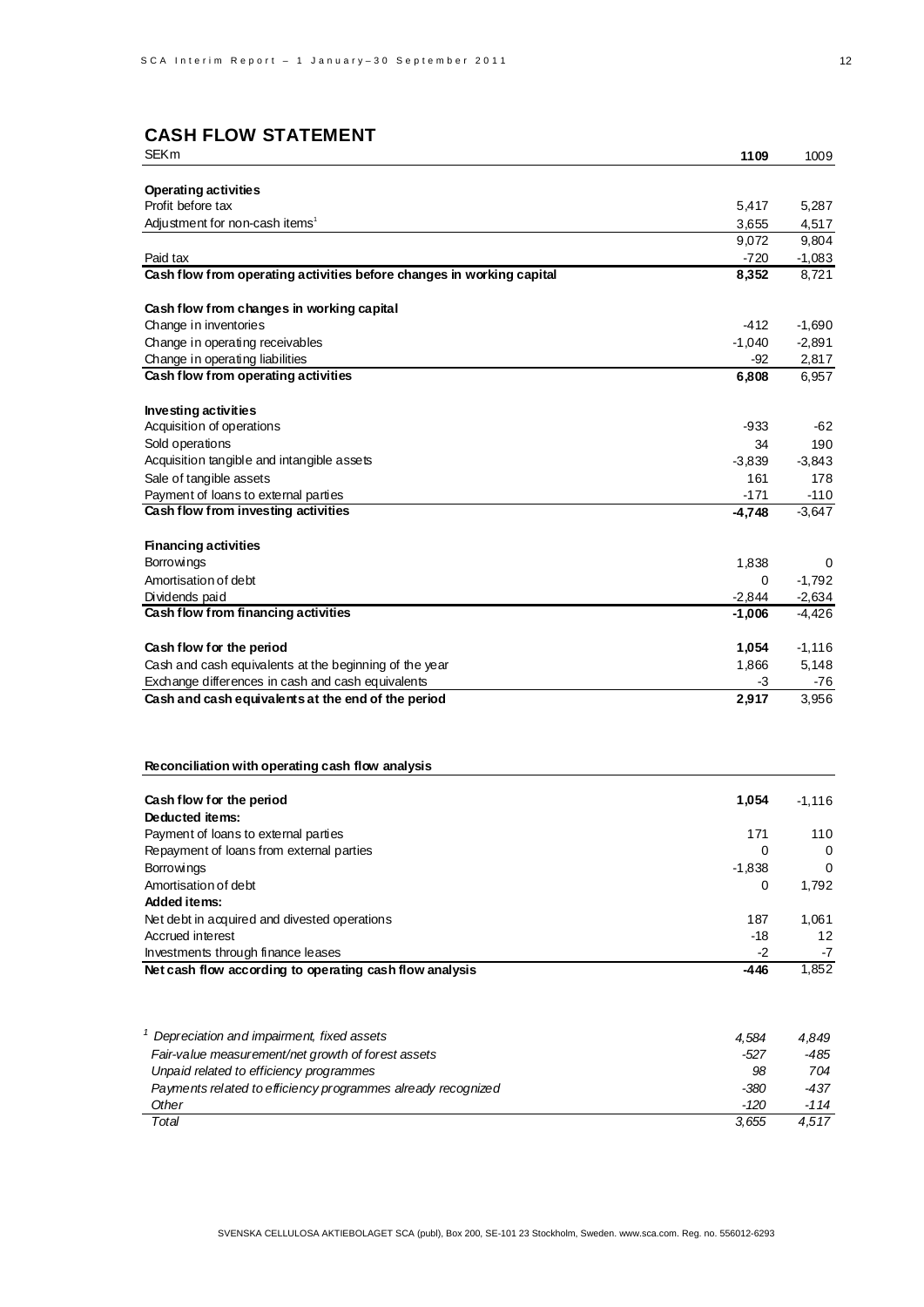## CASH FLOW STATEMENT

| SEKm | 1109 | 1009 |
|---|---|---|
| **Operating activities** | | |
| Profit before tax | 5,417 | 5,287 |
| Adjustment for non-cash items[1] | 3,655 | 4,517 |
| | 9,072 | 9,804 |
| Paid tax | -720 | -1,083 |
| **Cash flow from operating activities before changes in working capital** | **8,352** | 8,721 |
| | | |
| **Cash flow from changes in working capital** | | |
| Change in inventories | -412 | -1,690 |
| Change in operating receivables | -1,040 | -2,891 |
| Change in operating liabilities | -92 | 2,817 |
| **Cash flow from operating activities** | **6,808** | 6,957 |
| | | |
| **Investing activities** | | |
| Acquisition of operations | -933 | -62 |
| Sold operations | 34 | 190 |
| Acquisition tangible and intangible assets | -3,839 | -3,843 |
| Sale of tangible assets | 161 | 178 |
| Payment of loans to external parties | -171 | -110 |
| **Cash flow from investing activities** | **-4,748** | -3,647 |
| | | |
| **Financing activities** | | |
| Borrowings | 1,838 | 0 |
| Amortisation of debt | 0 | -1,792 |
| Dividends paid | -2,844 | -2,634 |
| **Cash flow from financing activities** | **-1,006** | -4,426 |
| | | |
| **Cash flow for the period** | **1,054** | -1,116 |
| Cash and cash equivalents at the beginning of the year | 1,866 | 5,148 |
| Exchange differences in cash and cash equivalents | -3 | -76 |
| **Cash and cash equivalents at the end of the period** | **2,917** | 3,956 |

**Reconciliation with operating cash flow analysis**

| | | |
|---|---|---|
| **Cash flow for the period** | **1,054** | -1,116 |
| **Deducted items:** | | |
| Payment of loans to external parties | 171 | 110 |
| Repayment of loans from external parties | 0 | 0 |
| Borrowings | -1,838 | 0 |
| Amortisation of debt | 0 | 1,792 |
| **Added items:** | | |
| Net debt in acquired and divested operations | 187 | 1,061 |
| Accrued interest | -18 | 12 |
| Investments through finance leases | -2 | -7 |
| **Net cash flow according to operating cash flow analysis** | **-446** | 1,852 |

| | | |
|---|---|---|
| *[1] Depreciation and impairment, fixed assets* | *4,584* | *4,849* |
| *Fair-value measurement/net growth of forest assets* | *-527* | *-485* |
| *Unpaid related to efficiency programmes* | *98* | *704* |
| *Payments related to efficiency programmes already recognized* | *-380* | *-437* |
| *Other* | *-120* | *-114* |
| *Total* | *3,655* | *4,517* |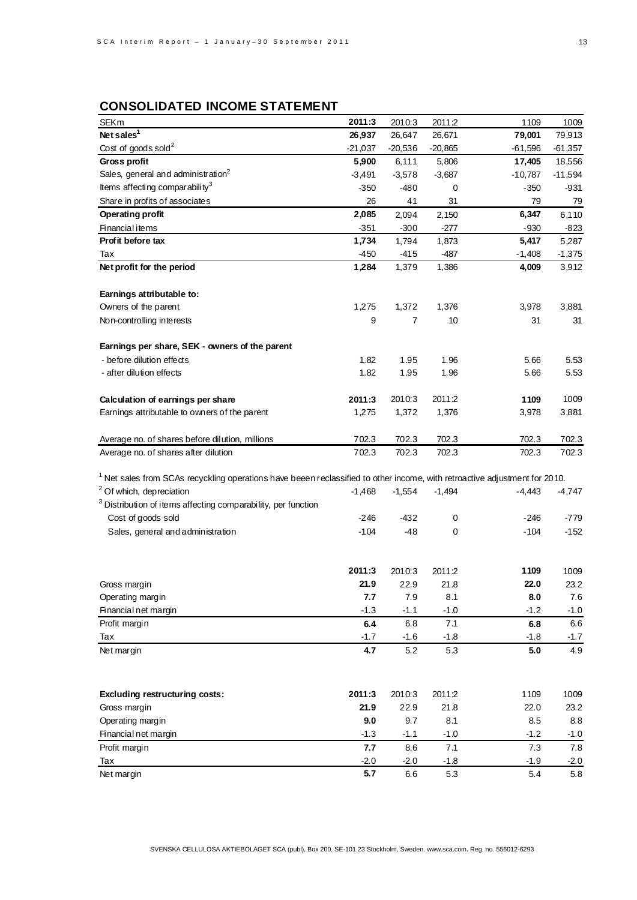## CONSOLIDATED INCOME STATEMENT

| SEKm | 2011:3 | 2010:3 | 2011:2 | 1109 | 1009 |
|---|---|---|---|---|---|
| **Net sales**[1] | **26,937** | 26,647 | 26,671 | **79,001** | 79,913 |
| Cost of goods sold[2] | -21,037 | -20,536 | -20,865 | -61,596 | -61,357 |
| **Gross profit** | **5,900** | 6,111 | 5,806 | **17,405** | 18,556 |
| Sales, general and administration[2] | -3,491 | -3,578 | -3,687 | -10,787 | -11,594 |
| Items affecting comparability[3] | -350 | -480 | 0 | -350 | -931 |
| Share in profits of associates | 26 | 41 | 31 | 79 | 79 |
| **Operating profit** | **2,085** | 2,094 | 2,150 | **6,347** | 6,110 |
| Financial items | -351 | -300 | -277 | -930 | -823 |
| **Profit before tax** | **1,734** | 1,794 | 1,873 | **5,417** | 5,287 |
| Tax | -450 | -415 | -487 | -1,408 | -1,375 |
| **Net profit for the period** | **1,284** | 1,379 | 1,386 | **4,009** | 3,912 |
| | | | | | |
| **Earnings attributable to:** | | | | | |
| Owners of the parent | 1,275 | 1,372 | 1,376 | 3,978 | 3,881 |
| Non-controlling interests | 9 | 7 | 10 | 31 | 31 |
| | | | | | |
| **Earnings per share, SEK - owners of the parent** | | | | | |
| - before dilution effects | 1.82 | 1.95 | 1.96 | 5.66 | 5.53 |
| - after dilution effects | 1.82 | 1.95 | 1.96 | 5.66 | 5.53 |

| **Calculation of earnings per share** | **2011:3** | 2010:3 | 2011:2 | **1109** | 1009 |
|---|---|---|---|---|---|
| Earnings attributable to owners of the parent | 1,275 | 1,372 | 1,376 | 3,978 | 3,881 |
| | | | | | |
| Average no. of shares before dilution, millions | 702.3 | 702.3 | 702.3 | 702.3 | 702.3 |
| Average no. of shares after dilution | 702.3 | 702.3 | 702.3 | 702.3 | 702.3 |

[1] Net sales from SCAs recycling operations have beeen reclassified to other income, with retroactive adjustment for 2010.

| | 2011:3 | 2010:3 | 2011:2 | 1109 | 1009 |
|---|---|---|---|---|---|
| [2] Of which, depreciation | -1,468 | -1,554 | -1,494 | -4,443 | -4,747 |
| [3] Distribution of items affecting comparability, per function | | | | | |
| Cost of goods sold | -246 | -432 | 0 | -246 | -779 |
| Sales, general and administration | -104 | -48 | 0 | -104 | -152 |

| | **2011:3** | 2010:3 | 2011:2 | **1109** | 1009 |
|---|---|---|---|---|---|
| Gross margin | **21.9** | 22.9 | 21.8 | **22.0** | 23.2 |
| Operating margin | **7.7** | 7.9 | 8.1 | **8.0** | 7.6 |
| Financial net margin | -1.3 | -1.1 | -1.0 | -1.2 | -1.0 |
| Profit margin | **6.4** | 6.8 | 7.1 | **6.8** | 6.6 |
| Tax | -1.7 | -1.6 | -1.8 | -1.8 | -1.7 |
| Net margin | **4.7** | 5.2 | 5.3 | **5.0** | 4.9 |

| **Excluding restructuring costs:** | **2011:3** | 2010:3 | 2011:2 | 1109 | 1009 |
|---|---|---|---|---|---|
| Gross margin | **21.9** | 22.9 | 21.8 | 22.0 | 23.2 |
| Operating margin | **9.0** | 9.7 | 8.1 | 8.5 | 8.8 |
| Financial net margin | -1.3 | -1.1 | -1.0 | -1.2 | -1.0 |
| Profit margin | **7.7** | 8.6 | 7.1 | 7.3 | 7.8 |
| Tax | -2.0 | -2.0 | -1.8 | -1.9 | -2.0 |
| Net margin | **5.7** | 6.6 | 5.3 | 5.4 | 5.8 |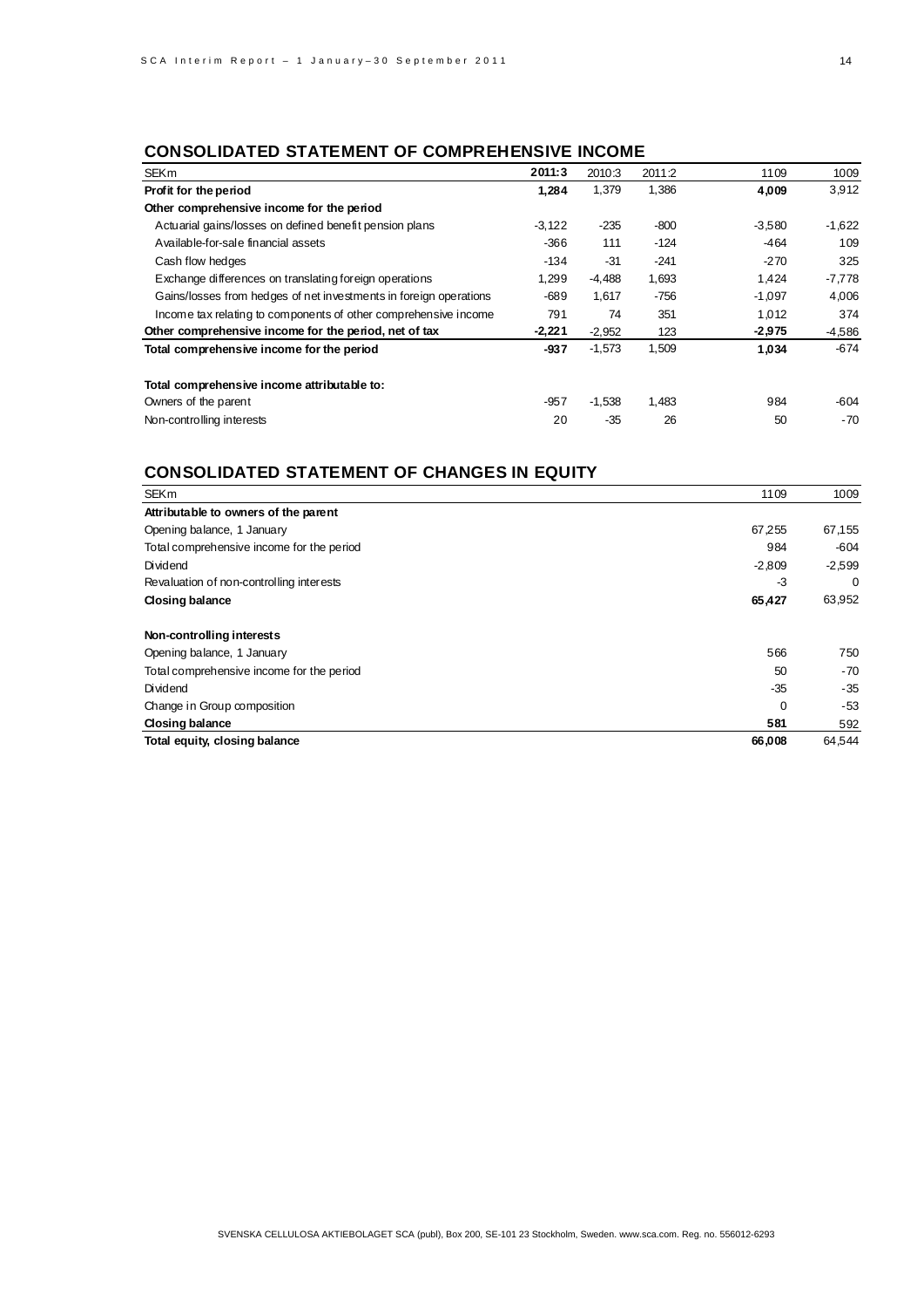## CONSOLIDATED STATEMENT OF COMPREHENSIVE INCOME

| SEKm | 2011:3 | 2010:3 | 2011:2 | 1109 | 1009 |
|---|---|---|---|---|---|
| **Profit for the period** | **1,284** | 1,379 | 1,386 | **4,009** | 3,912 |
| **Other comprehensive income for the period** | | | | | |
| Actuarial gains/losses on defined benefit pension plans | -3,122 | -235 | -800 | -3,580 | -1,622 |
| Available-for-sale financial assets | -366 | 111 | -124 | -464 | 109 |
| Cash flow hedges | -134 | -31 | -241 | -270 | 325 |
| Exchange differences on translating foreign operations | 1,299 | -4,488 | 1,693 | 1,424 | -7,778 |
| Gains/losses from hedges of net investments in foreign operations | -689 | 1,617 | -756 | -1,097 | 4,006 |
| Income tax relating to components of other comprehensive income | 791 | 74 | 351 | 1,012 | 374 |
| **Other comprehensive income for the period, net of tax** | **-2,221** | -2,952 | 123 | **-2,975** | -4,586 |
| **Total comprehensive income for the period** | **-937** | -1,573 | 1,509 | **1,034** | -674 |
| | | | | | |
| **Total comprehensive income attributable to:** | | | | | |
| Owners of the parent | -957 | -1,538 | 1,483 | 984 | -604 |
| Non-controlling interests | 20 | -35 | 26 | 50 | -70 |

## CONSOLIDATED STATEMENT OF CHANGES IN EQUITY

| SEKm | 1109 | 1009 |
|---|---|---|
| **Attributable to owners of the parent** | | |
| Opening balance, 1 January | 67,255 | 67,155 |
| Total comprehensive income for the period | 984 | -604 |
| Dividend | -2,809 | -2,599 |
| Revaluation of non-controlling interests | -3 | 0 |
| **Closing balance** | **65,427** | 63,952 |
| | | |
| **Non-controlling interests** | | |
| Opening balance, 1 January | 566 | 750 |
| Total comprehensive income for the period | 50 | -70 |
| Dividend | -35 | -35 |
| Change in Group composition | 0 | -53 |
| **Closing balance** | **581** | 592 |
| **Total equity, closing balance** | **66,008** | 64,544 |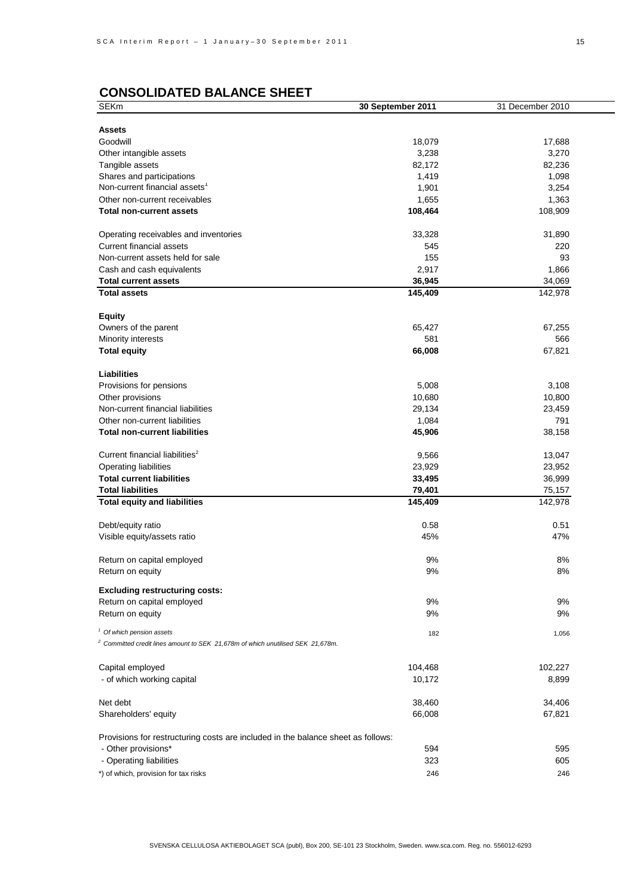## CONSOLIDATED BALANCE SHEET

| SEKm | 30 September 2011 | 31 December 2010 |
|---|---|---|
| **Assets** | | |
| Goodwill | 18,079 | 17,688 |
| Other intangible assets | 3,238 | 3,270 |
| Tangible assets | 82,172 | 82,236 |
| Shares and participations | 1,419 | 1,098 |
| Non-current financial assets[1] | 1,901 | 3,254 |
| Other non-current receivables | 1,655 | 1,363 |
| **Total non-current assets** | **108,464** | **108,909** |
| | | |
| Operating receivables and inventories | 33,328 | 31,890 |
| Current financial assets | 545 | 220 |
| Non-current assets held for sale | 155 | 93 |
| Cash and cash equivalents | 2,917 | 1,866 |
| **Total current assets** | **36,945** | 34,069 |
| **Total assets** | **145,409** | 142,978 |
| | | |
| **Equity** | | |
| Owners of the parent | 65,427 | 67,255 |
| Minority interests | 581 | 566 |
| **Total equity** | **66,008** | 67,821 |
| | | |
| **Liabilities** | | |
| Provisions for pensions | 5,008 | 3,108 |
| Other provisions | 10,680 | 10,800 |
| Non-current financial liabilities | 29,134 | 23,459 |
| Other non-current liabilities | 1,084 | 791 |
| **Total non-current liabilities** | **45,906** | 38,158 |
| | | |
| Current financial liabilities[2] | 9,566 | 13,047 |
| Operating liabilities | 23,929 | 23,952 |
| **Total current liabilities** | **33,495** | 36,999 |
| **Total liabilities** | **79,401** | 75,157 |
| **Total equity and liabilities** | **145,409** | 142,978 |
| | | |
| Debt/equity ratio | 0.58 | 0.51 |
| Visible equity/assets ratio | 45% | 47% |
| | | |
| Return on capital employed | 9% | 8% |
| Return on equity | 9% | 8% |
| | | |
| **Excluding restructuring costs:** | | |
| Return on capital employed | 9% | 9% |
| Return on equity | 9% | 9% |
| | | |
| *[1] Of which pension assets* | 182 | 1,056 |
| *[2] Committed credit lines amount to SEK 21,678m of which unutilised SEK 21,678m.* | | |
| | | |
| Capital employed | 104,468 | 102,227 |
| - of which working capital | 10,172 | 8,899 |
| | | |
| Net debt | 38,460 | 34,406 |
| Shareholders' equity | 66,008 | 67,821 |
| | | |
| Provisions for restructuring costs are included in the balance sheet as follows: | | |
| - Other provisions* | 594 | 595 |
| - Operating liabilities | 323 | 605 |
| *) of which, provision for tax risks | 246 | 246 |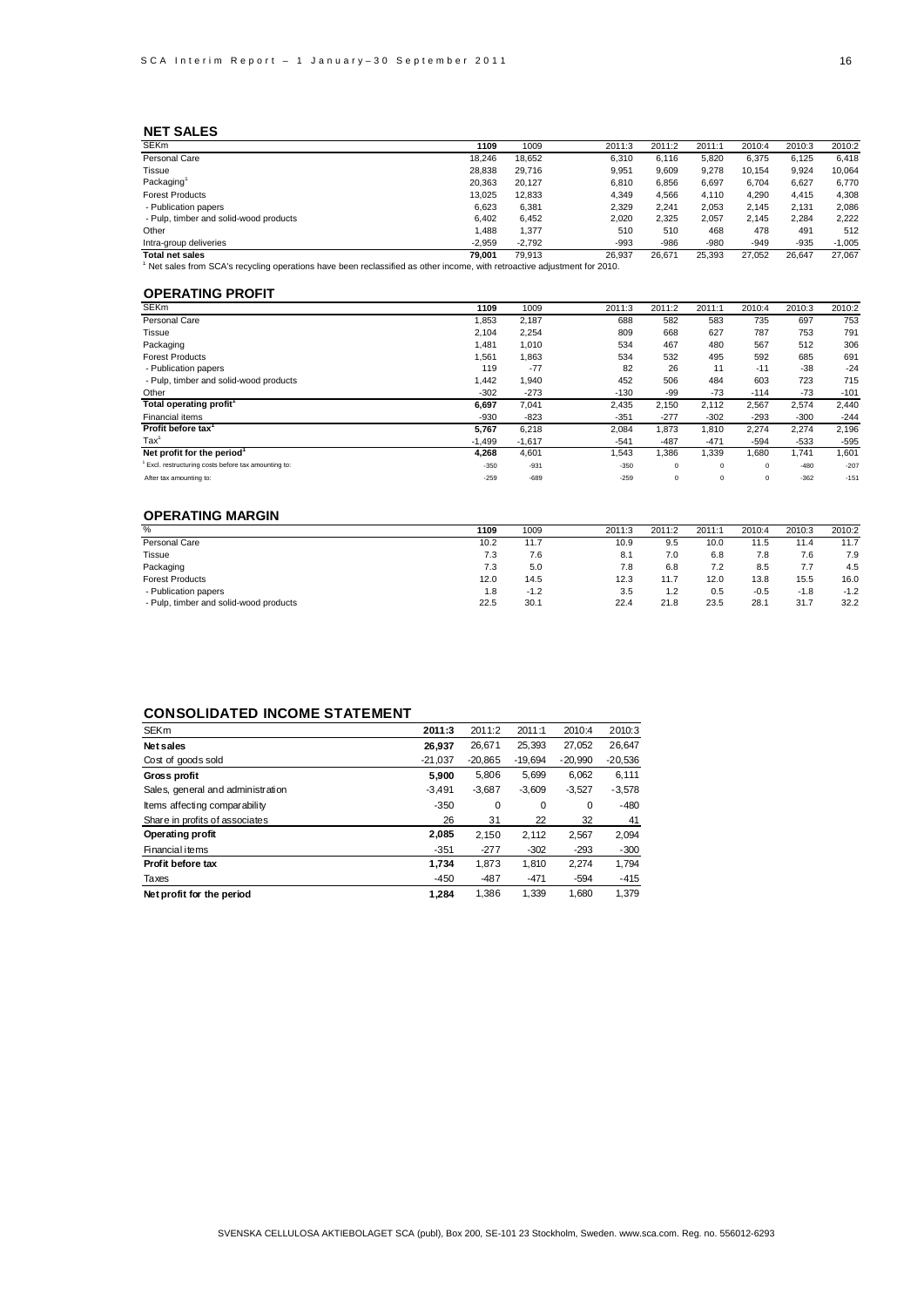## NET SALES

| SEKm | 1109 | 1009 | 2011:3 | 2011:2 | 2011:1 | 2010:4 | 2010:3 | 2010:2 |
|---|---|---|---|---|---|---|---|---|
| Personal Care | 18,246 | 18,652 | 6,310 | 6,116 | 5,820 | 6,375 | 6,125 | 6,418 |
| Tissue | 28,838 | 29,716 | 9,951 | 9,609 | 9,278 | 10,154 | 9,924 | 10,064 |
| Packaging[1] | 20,363 | 20,127 | 6,810 | 6,856 | 6,697 | 6,704 | 6,627 | 6,770 |
| Forest Products | 13,025 | 12,833 | 4,349 | 4,566 | 4,110 | 4,290 | 4,415 | 4,308 |
| - Publication papers | 6,623 | 6,381 | 2,329 | 2,241 | 2,053 | 2,145 | 2,131 | 2,086 |
| - Pulp, timber and solid-wood products | 6,402 | 6,452 | 2,020 | 2,325 | 2,057 | 2,145 | 2,284 | 2,222 |
| Other | 1,488 | 1,377 | 510 | 510 | 468 | 478 | 491 | 512 |
| Intra-group deliveries | -2,959 | -2,792 | -993 | -986 | -980 | -949 | -935 | -1,005 |
| **Total net sales** | **79,001** | 79,913 | 26,937 | 26,671 | 25,393 | 27,052 | 26,647 | 27,067 |

[1] Net sales from SCA's recycling operations have been reclassified as other income, with retroactive adjustment for 2010.

## OPERATING PROFIT

| SEKm | 1109 | 1009 | 2011:3 | 2011:2 | 2011:1 | 2010:4 | 2010:3 | 2010:2 |
|---|---|---|---|---|---|---|---|---|
| Personal Care | 1,853 | 2,187 | 688 | 582 | 583 | 735 | 697 | 753 |
| Tissue | 2,104 | 2,254 | 809 | 668 | 627 | 787 | 753 | 791 |
| Packaging | 1,481 | 1,010 | 534 | 467 | 480 | 567 | 512 | 306 |
| Forest Products | 1,561 | 1,863 | 534 | 532 | 495 | 592 | 685 | 691 |
| - Publication papers | 119 | -77 | 82 | 26 | 11 | -11 | -38 | -24 |
| - Pulp, timber and solid-wood products | 1,442 | 1,940 | 452 | 506 | 484 | 603 | 723 | 715 |
| Other | -302 | -273 | -130 | -99 | -73 | -114 | -73 | -101 |
| **Total operating profit[1]** | **6,697** | 7,041 | 2,435 | 2,150 | 2,112 | 2,567 | 2,574 | 2,440 |
| Financial items | -930 | -823 | -351 | -277 | -302 | -293 | -300 | -244 |
| **Profit before tax[1]** | **5,767** | 6,218 | 2,084 | 1,873 | 1,810 | 2,274 | 2,274 | 2,196 |
| Tax[1] | -1,499 | -1,617 | -541 | -487 | -471 | -594 | -533 | -595 |
| **Net profit for the period[1]** | **4,268** | 4,601 | 1,543 | 1,386 | 1,339 | 1,680 | 1,741 | 1,601 |
| [1] Excl. restructuring costs before tax amounting to: | -350 | -931 | -350 | 0 | 0 | 0 | -480 | -207 |
| After tax amounting to: | -259 | -689 | -259 | 0 | 0 | 0 | -362 | -151 |

## OPERATING MARGIN

| % | 1109 | 1009 | 2011:3 | 2011:2 | 2011:1 | 2010:4 | 2010:3 | 2010:2 |
|---|---|---|---|---|---|---|---|---|
| Personal Care | 10.2 | 11.7 | 10.9 | 9.5 | 10.0 | 11.5 | 11.4 | 11.7 |
| Tissue | 7.3 | 7.6 | 8.1 | 7.0 | 6.8 | 7.8 | 7.6 | 7.9 |
| Packaging | 7.3 | 5.0 | 7.8 | 6.8 | 7.2 | 8.5 | 7.7 | 4.5 |
| Forest Products | 12.0 | 14.5 | 12.3 | 11.7 | 12.0 | 13.8 | 15.5 | 16.0 |
| - Publication papers | 1.8 | -1.2 | 3.5 | 1.2 | 0.5 | -0.5 | -1.8 | -1.2 |
| - Pulp, timber and solid-wood products | 22.5 | 30.1 | 22.4 | 21.8 | 23.5 | 28.1 | 31.7 | 32.2 |

## CONSOLIDATED INCOME STATEMENT

| SEKm | 2011:3 | 2011:2 | 2011:1 | 2010:4 | 2010:3 |
|---|---|---|---|---|---|
| **Net sales** | **26,937** | 26,671 | 25,393 | 27,052 | 26,647 |
| Cost of goods sold | -21,037 | -20,865 | -19,694 | -20,990 | -20,536 |
| **Gross profit** | **5,900** | 5,806 | 5,699 | 6,062 | 6,111 |
| Sales, general and administration | -3,491 | -3,687 | -3,609 | -3,527 | -3,578 |
| Items affecting comparability | -350 | 0 | 0 | 0 | -480 |
| Share in profits of associates | 26 | 31 | 22 | 32 | 41 |
| **Operating profit** | **2,085** | 2,150 | 2,112 | 2,567 | 2,094 |
| Financial items | -351 | -277 | -302 | -293 | -300 |
| **Profit before tax** | **1,734** | 1,873 | 1,810 | 2,274 | 1,794 |
| Taxes | -450 | -487 | -471 | -594 | -415 |
| **Net profit for the period** | **1,284** | 1,386 | 1,339 | 1,680 | 1,379 |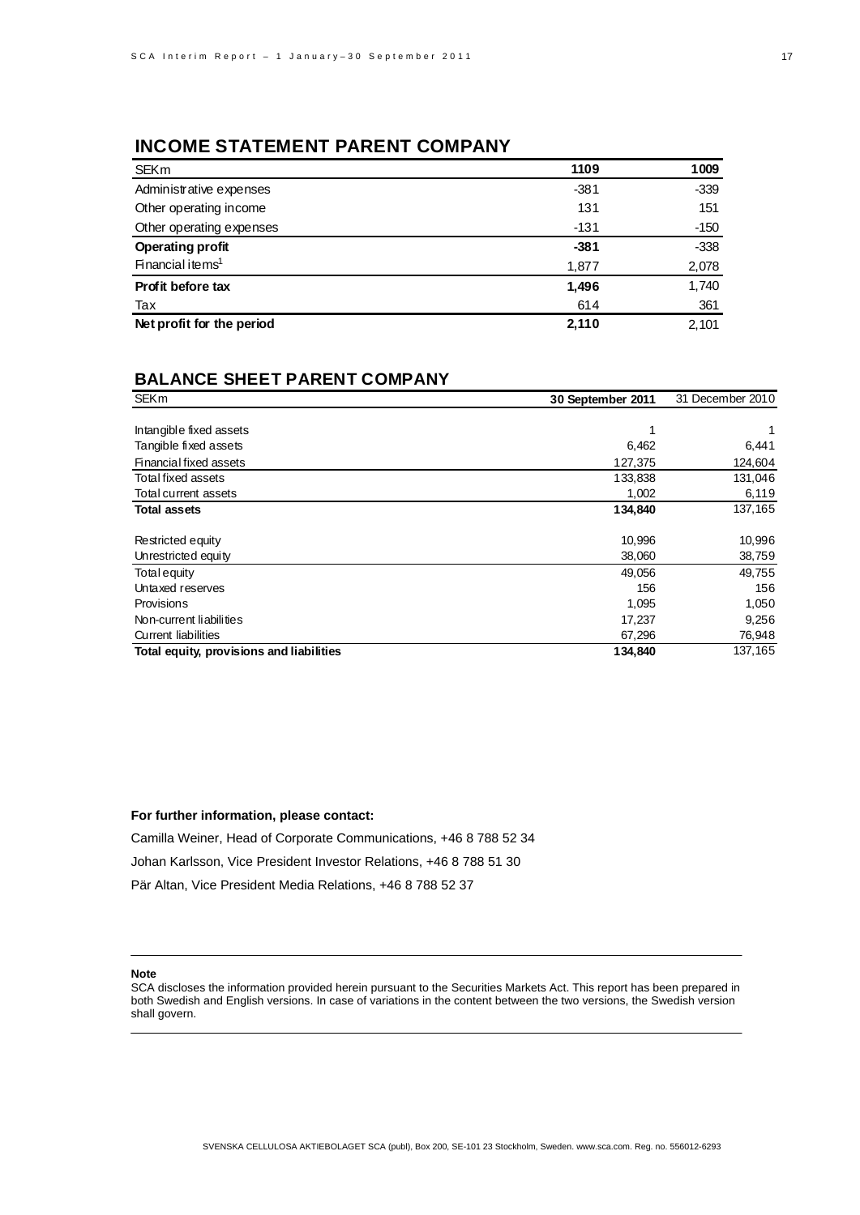## INCOME STATEMENT PARENT COMPANY

| SEKm | 1109 | 1009 |
|---|---|---|
| Administrative expenses | -381 | -339 |
| Other operating income | 131 | 151 |
| Other operating expenses | -131 | -150 |
| **Operating profit** | **-381** | -338 |
| Financial items[1] | 1,877 | 2,078 |
| **Profit before tax** | **1,496** | 1,740 |
| Tax | 614 | 361 |
| **Net profit for the period** | **2,110** | 2,101 |

## BALANCE SHEET PARENT COMPANY

| SEKm | 30 September 2011 | 31 December 2010 |
|---|---|---|
| Intangible fixed assets | 1 | 1 |
| Tangible fixed assets | 6,462 | 6,441 |
| Financial fixed assets | 127,375 | 124,604 |
| Total fixed assets | 133,838 | 131,046 |
| Total current assets | 1,002 | 6,119 |
| **Total assets** | **134,840** | 137,165 |
| Restricted equity | 10,996 | 10,996 |
| Unrestricted equity | 38,060 | 38,759 |
| Total equity | 49,056 | 49,755 |
| Untaxed reserves | 156 | 156 |
| Provisions | 1,095 | 1,050 |
| Non-current liabilities | 17,237 | 9,256 |
| Current liabilities | 67,296 | 76,948 |
| **Total equity, provisions and liabilities** | **134,840** | 137,165 |

**For further information, please contact:**

Camilla Weiner, Head of Corporate Communications, +46 8 788 52 34

Johan Karlsson, Vice President Investor Relations, +46 8 788 51 30

Pär Altan, Vice President Media Relations, +46 8 788 52 37

**Note**

SCA discloses the information provided herein pursuant to the Securities Markets Act. This report has been prepared in both Swedish and English versions. In case of variations in the content between the two versions, the Swedish version shall govern.

SVENSKA CELLULOSA AKTIEBOLAGET SCA (publ), Box 200, SE-101 23 Stockholm, Sweden. www.sca.com. Reg. no. 556012-6293